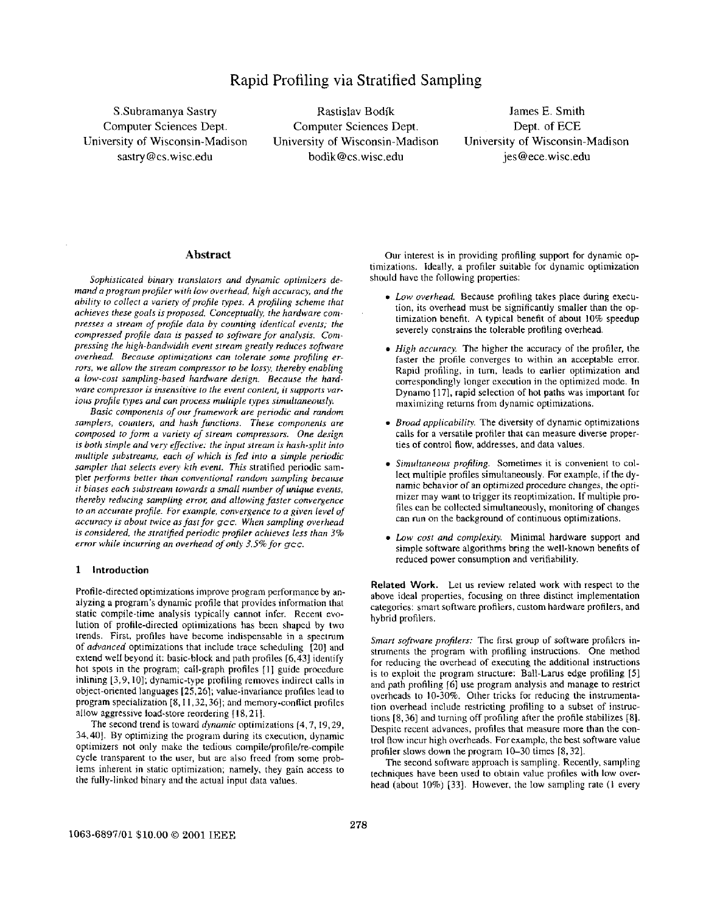# Rapid Profiling via Stratified Sampling

S.Subramanya Sastry
Computer Sciences Dept.
University of Wisconsin-Madison
sastry@cs.wisc.edu

Rastislav Bodík
Computer Sciences Dept.
University of Wisconsin-Madison
bodik@cs.wisc.edu

James E. Smith
Dept. of ECE
University of Wisconsin-Madison
jes@ece.wisc.edu

## Abstract

*Sophisticated binary translators and dynamic optimizers demand a program profiler with low overhead, high accuracy, and the ability to collect a variety of profile types. A profiling scheme that achieves these goals is proposed. Conceptually, the hardware compresses a stream of profile data by counting identical events; the compressed profile data is passed to software for analysis. Compressing the high-bandwidth event stream greatly reduces software overhead. Because optimizations can tolerate some profiling errors, we allow the stream compressor to be lossy, thereby enabling a low-cost sampling-based hardware design. Because the hardware compressor is insensitive to the event content, it supports various profile types and can process multiple types simultaneously.*

*Basic components of our framework are periodic and random samplers, counters, and hash functions. These components are composed to form a variety of stream compressors. One design is both simple and very effective: the input stream is hash-split into multiple substreams, each of which is fed into a simple periodic sampler that selects every kth event. This stratified periodic sampler performs better than conventional random sampling because it biases each substream towards a small number of unique events, thereby reducing sampling error, and allowing faster convergence to an accurate profile. For example, convergence to a given level of accuracy is about twice as fast for gcc. When sampling overhead is considered, the stratified periodic profiler achieves less than 3% error while incurring an overhead of only 3.5% for gcc.*

## 1 Introduction

Profile-directed optimizations improve program performance by analyzing a program's dynamic profile that provides information that static compile-time analysis typically cannot infer. Recent evolution of profile-directed optimizations has been shaped by two trends. First, profiles have become indispensable in a spectrum of *advanced* optimizations that include trace scheduling [20] and extend well beyond it: basic-block and path profiles [6,43] identify hot spots in the program; call-graph profiles [1] guide procedure inlining [3,9,10]; dynamic-type profiling removes indirect calls in object-oriented languages [25,26]; value-invariance profiles lead to program specialization [8,11,32,36]; and memory-conflict profiles allow aggressive load-store reordering [18,21].

The second trend is toward *dynamic* optimizations [4,7,19,29, 34,40]. By optimizing the program during its execution, dynamic optimizers not only make the tedious compile/profile/re-compile cycle transparent to the user, but are also freed from some problems inherent in static optimization; namely, they gain access to the fully-linked binary and the actual input data values.

Our interest is in providing profiling support for dynamic optimizations. Ideally, a profiler suitable for dynamic optimization should have the following properties:

- *Low overhead.* Because profiling takes place during execution, its overhead must be significantly smaller than the optimization benefit. A typical benefit of about 10% speedup severely constrains the tolerable profiling overhead.
- *High accuracy.* The higher the accuracy of the profiler, the faster the profile converges to within an acceptable error. Rapid profiling, in turn, leads to earlier optimization and correspondingly longer execution in the optimized mode. In Dynamo [17], rapid selection of hot paths was important for maximizing returns from dynamic optimizations.
- *Broad applicability.* The diversity of dynamic optimizations calls for a versatile profiler that can measure diverse properties of control flow, addresses, and data values.
- *Simultaneous profiling.* Sometimes it is convenient to collect multiple profiles simultaneously. For example, if the dynamic behavior of an optimized procedure changes, the optimizer may want to trigger its reoptimization. If multiple profiles can be collected simultaneously, monitoring of changes can run on the background of continuous optimizations.
- *Low cost and complexity.* Minimal hardware support and simple software algorithms bring the well-known benefits of reduced power consumption and verifiability.

**Related Work.** Let us review related work with respect to the above ideal properties, focusing on three distinct implementation categories: smart software profilers, custom hardware profilers, and hybrid profilers.

*Smart software profilers:* The first group of software profilers instruments the program with profiling instructions. One method for reducing the overhead of executing the additional instructions is to exploit the program structure: Ball-Larus edge profiling [5] and path profiling [6] use program analysis and manage to restrict overheads to 10-30%. Other tricks for reducing the instrumentation overhead include restricting profiling to a subset of instructions [8,36] and turning off profiling after the profile stabilizes [8]. Despite recent advances, profiles that measure more than the control flow incur high overheads. For example, the best software value profiler slows down the program 10–30 times [8,32].

The second software approach is sampling. Recently, sampling techniques have been used to obtain value profiles with low overhead (about 10%) [33]. However, the low sampling rate (1 every

1063-6897/01 $10.00 © 2001 IEEE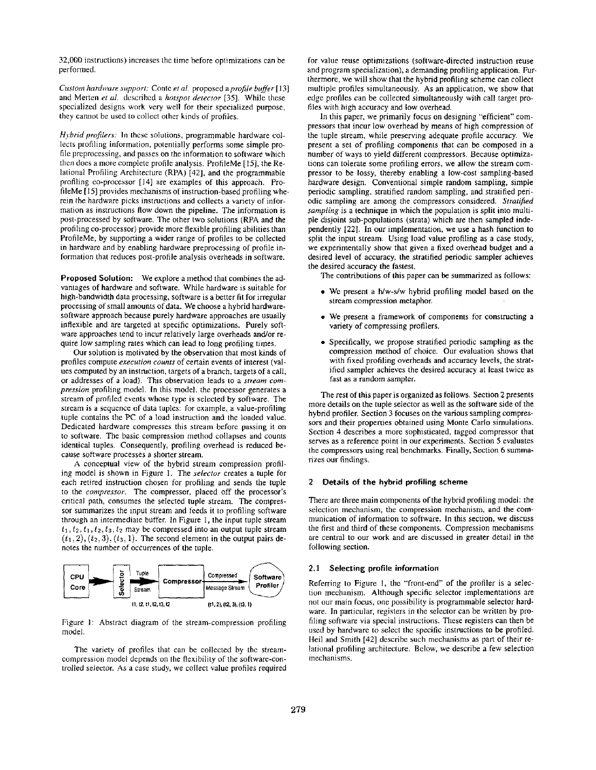32,000 instructions) increases the time before optimizations can be performed.

*Custom hardware support:* Conte *et al.* proposed a *profile buffer* [13] and Merten *et al.* described a *hotspot detector* [35]. While these specialized designs work very well for their specialized purpose, they cannot be used to collect other kinds of profiles.

*Hybrid profilers:* In these solutions, programmable hardware collects profiling information, potentially performs some simple profile preprocessing, and passes on the information to software which then does a more complete profile analysis. ProfileMe [15], the Relational Profiling Architecture (RPA) [42], and the programmable profiling co-processor [14] are examples of this approach. ProfileMe [15] provides mechanisms of instruction-based profiling wherein the hardware picks instructions and collects a variety of information as instructions flow down the pipeline. The information is post-processed by software. The other two solutions (RPA and the profiling co-processor) provide more flexible profiling abilities than ProfileMe, by supporting a wider range of profiles to be collected in hardware and by enabling hardware preprocessing of profile information that reduces post-profile analysis overheads in software.

**Proposed Solution:** We explore a method that combines the advantages of hardware and software. While hardware is suitable for high-bandwidth data processing, software is a better fit for irregular processing of small amounts of data. We choose a hybrid hardware-software approach because purely hardware approaches are usually inflexible and are targeted at specific optimizations. Purely software approaches tend to incur relatively large overheads and/or require low sampling rates which can lead to long profiling times.

Our solution is motivated by the observation that most kinds of profiles compute *execution counts* of certain events of interest (values computed by an instruction, targets of a branch, targets of a call, or addresses of a load). This observation leads to a *stream compression* profiling model. In this model, the processor generates a stream of profiled events whose type is selected by software. The stream is a sequence of data tuples: for example, a value-profiling tuple contains the PC of a load instruction and the loaded value. Dedicated hardware compresses this stream before passing it on to software. The basic compression method collapses and counts identical tuples. Consequently, profiling overhead is reduced because software processes a shorter stream.

A conceptual view of the hybrid stream compression profiling model is shown in Figure 1. The *selector* creates a tuple for each retired instruction chosen for profiling and sends the tuple to the *compressor*. The compressor, placed off the processor's critical path, consumes the selected tuple stream. The compressor summarizes the input stream and feeds it to profiling software through an intermediate buffer. In Figure 1, the input tuple stream $t_1, t_2, t_1, t_2, t_3, t_2$ may be compressed into an output tuple stream $(t_1, 2), (t_2, 3), (t_3, 1)$. The second element in the output pairs denotes the number of occurrences of the tuple.

CPU Core
Selector
Tuple Stream
Compressor
Compressed Message Stream
Software Profiler
t1, t2, t1, t2, t3, t2
(t1, 2), (t2, 3), (t3, 1)

Figure 1: Abstract diagram of the stream-compression profiling model.

The variety of profiles that can be collected by the stream-compression model depends on the flexibility of the software-controlled selector. As a case study, we collect value profiles required for value reuse optimizations (software-directed instruction reuse and program specialization), a demanding profiling application. Furthermore, we will show that the hybrid profiling scheme can collect multiple profiles simultaneously. As an application, we show that edge profiles can be collected simultaneously with call target profiles with high accuracy and low overhead.

In this paper, we primarily focus on designing "efficient" compressors that incur low overhead by means of high compression of the tuple stream, while preserving adequate profile accuracy. We present a set of profiling components that can be composed in a number of ways to yield different compressors. Because optimizations can tolerate some profiling errors, we allow the stream compressor to be lossy, thereby enabling a low-cost sampling-based hardware design. Conventional simple random sampling, simple periodic sampling, stratified random sampling, and stratified periodic sampling are among the compressors considered. *Stratified sampling* is a technique in which the population is split into multiple disjoint sub-populations (strata) which are then sampled independently [22]. In our implementation, we use a hash function to split the input stream. Using load value profiling as a case study, we experimentally show that given a fixed overhead budget and a desired level of accuracy, the stratified periodic sampler achieves the desired accuracy the fastest.

The contributions of this paper can be summarized as follows:

- We present a h/w-s/w hybrid profiling model based on the stream compression metaphor.
- We present a framework of components for constructing a variety of compressing profilers.
- Specifically, we propose stratified periodic sampling as the compression method of choice. Our evaluation shows that with fixed profiling overheads and accuracy levels, the stratified sampler achieves the desired accuracy at least twice as fast as a random sampler.

The rest of this paper is organized as follows. Section 2 presents more details on the tuple selector as well as the software side of the hybrid profiler. Section 3 focuses on the various sampling compressors and their properties obtained using Monte Carlo simulations. Section 4 describes a more sophisticated, tagged compressor that serves as a reference point in our experiments. Section 5 evaluates the compressors using real benchmarks. Finally, Section 6 summarizes our findings.

## 2 Details of the hybrid profiling scheme

There are three main components of the hybrid profiling model: the selection mechanism, the compression mechanism, and the communication of information to software. In this section, we discuss the first and third of these components. Compression mechanisms are central to our work and are discussed in greater detail in the following section.

### 2.1 Selecting profile information

Referring to Figure 1, the "front-end" of the profiler is a selection mechanism. Although specific selector implementations are not our main focus, one possibility is programmable selector hardware. In particular, registers in the selector can be written by profiling software via special instructions. These registers can then be used by hardware to select the specific instructions to be profiled. Heil and Smith [42] describe such mechanisms as part of their relational profiling architecture. Below, we describe a few selection mechanisms.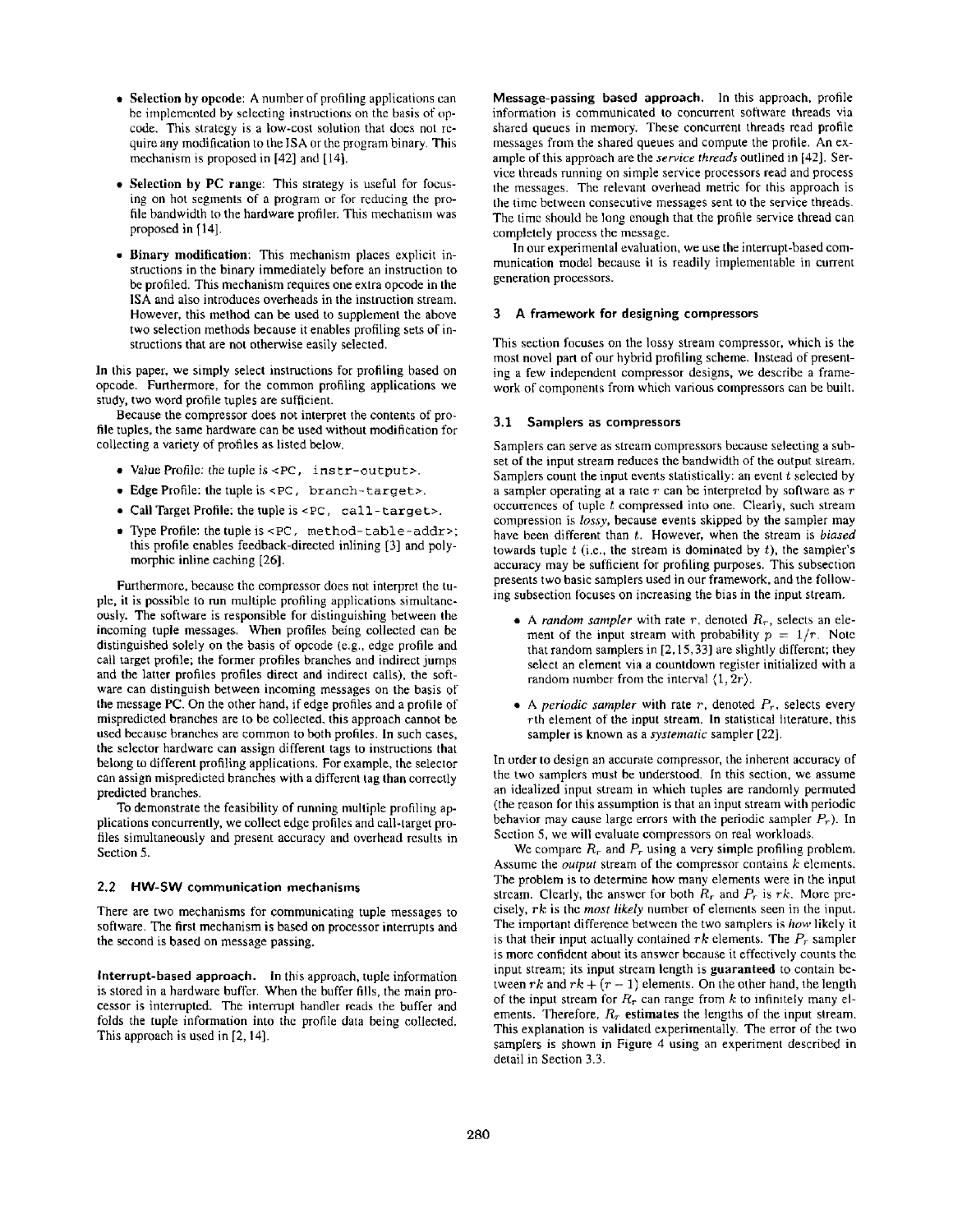- **Selection by opcode**: A number of profiling applications can be implemented by selecting instructions on the basis of opcode. This strategy is a low-cost solution that does not require any modification to the ISA or the program binary. This mechanism is proposed in [42] and [14].

- **Selection by PC range**: This strategy is useful for focusing on hot segments of a program or for reducing the profile bandwidth to the hardware profiler. This mechanism was proposed in [14].

- **Binary modification**: This mechanism places explicit instructions in the binary immediately before an instruction to be profiled. This mechanism requires one extra opcode in the ISA and also introduces overheads in the instruction stream. However, this method can be used to supplement the above two selection methods because it enables profiling sets of instructions that are not otherwise easily selected.

In this paper, we simply select instructions for profiling based on opcode. Furthermore, for the common profiling applications we study, two word profile tuples are sufficient.

Because the compressor does not interpret the contents of profile tuples, the same hardware can be used without modification for collecting a variety of profiles as listed below.

- Value Profile: the tuple is `<PC, instr-output>`.
- Edge Profile: the tuple is `<PC, branch-target>`.
- Call Target Profile: the tuple is `<PC, call-target>`.
- Type Profile: the tuple is `<PC, method-table-addr>`; this profile enables feedback-directed inlining [3] and polymorphic inline caching [26].

Furthermore, because the compressor does not interpret the tuple, it is possible to run multiple profiling applications simultaneously. The software is responsible for distinguishing between the incoming tuple messages. When profiles being collected can be distinguished solely on the basis of opcode (e.g., edge profile and call target profile; the former profiles branches and indirect jumps and the latter profiles profiles direct and indirect calls), the software can distinguish between incoming messages on the basis of the message PC. On the other hand, if edge profiles and a profile of mispredicted branches are to be collected, this approach cannot be used because branches are common to both profiles. In such cases, the selector hardware can assign different tags to instructions that belong to different profiling applications. For example, the selector can assign mispredicted branches with a different tag than correctly predicted branches.

To demonstrate the feasibility of running multiple profiling applications concurrently, we collect edge profiles and call-target profiles simultaneously and present accuracy and overhead results in Section 5.

### 2.2 HW-SW communication mechanisms

There are two mechanisms for communicating tuple messages to software. The first mechanism is based on processor interrupts and the second is based on message passing.

**Interrupt-based approach.** In this approach, tuple information is stored in a hardware buffer. When the buffer fills, the main processor is interrupted. The interrupt handler reads the buffer and folds the tuple information into the profile data being collected. This approach is used in [2, 14].

**Message-passing based approach.** In this approach, profile information is communicated to concurrent software threads via shared queues in memory. These concurrent threads read profile messages from the shared queues and compute the profile. An example of this approach are the *service threads* outlined in [42]. Service threads running on simple service processors read and process the messages. The relevant overhead metric for this approach is the time between consecutive messages sent to the service threads. The time should be long enough that the profile service thread can completely process the message.

In our experimental evaluation, we use the interrupt-based communication model because it is readily implementable in current generation processors.

## 3 A framework for designing compressors

This section focuses on the lossy stream compressor, which is the most novel part of our hybrid profiling scheme. Instead of presenting a few independent compressor designs, we describe a framework of components from which various compressors can be built.

### 3.1 Samplers as compressors

Samplers can serve as stream compressors because selecting a subset of the input stream reduces the bandwidth of the output stream. Samplers count the input events statistically: an event $t$ selected by a sampler operating at a rate $r$ can be interpreted by software as $r$ occurrences of tuple $t$ compressed into one. Clearly, such stream compression is *lossy*, because events skipped by the sampler may have been different than $t$. However, when the stream is *biased* towards tuple $t$ (i.e., the stream is dominated by $t$), the sampler's accuracy may be sufficient for profiling purposes. This subsection presents two basic samplers used in our framework, and the following subsection focuses on increasing the bias in the input stream.

- A *random sampler* with rate $r$, denoted $R_r$, selects an element of the input stream with probability $p = 1/r$. Note that random samplers in [2, 15, 33] are slightly different; they select an element via a countdown register initialized with a random number from the interval $\langle 1, 2r \rangle$.

- A *periodic sampler* with rate $r$, denoted $P_r$, selects every $r$th element of the input stream. In statistical literature, this sampler is known as a *systematic* sampler [22].

In order to design an accurate compressor, the inherent accuracy of the two samplers must be understood. In this section, we assume an idealized input stream in which tuples are randomly permuted (the reason for this assumption is that an input stream with periodic behavior may cause large errors with the periodic sampler $P_r$). In Section 5, we will evaluate compressors on real workloads.

We compare $R_r$ and $P_r$ using a very simple profiling problem. Assume the *output* stream of the compressor contains $k$ elements. The problem is to determine how many elements were in the input stream. Clearly, the answer for both $R_r$ and $P_r$ is $rk$. More precisely, $rk$ is the *most likely* number of elements seen in the input. The important difference between the two samplers is *how* likely it is that their input actually contained $rk$ elements. The $P_r$ sampler is more confident about its answer because it effectively counts the input stream; its input stream length is **guaranteed** to contain between $rk$ and $rk + (r - 1)$ elements. On the other hand, the length of the input stream for $R_r$ can range from $k$ to infinitely many elements. Therefore, $R_r$ **estimates** the lengths of the input stream. This explanation is validated experimentally. The error of the two samplers is shown in Figure 4 using an experiment described in detail in Section 3.3.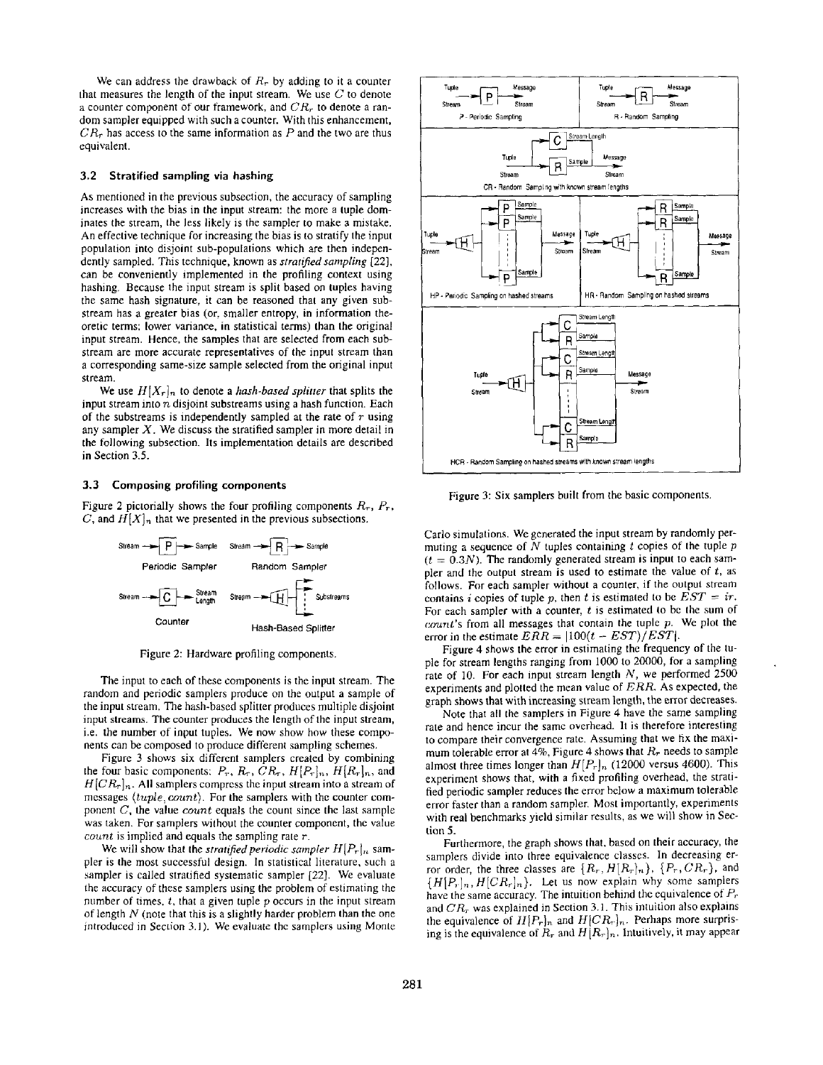We can address the drawback of $R_r$ by adding to it a counter that measures the length of the input stream. We use $C$ to denote a counter component of our framework, and $CR_r$ to denote a random sampler equipped with such a counter. With this enhancement, $CR_r$ has access to the same information as $P$ and the two are thus equivalent.

### 3.2 Stratified sampling via hashing

As mentioned in the previous subsection, the accuracy of sampling increases with the bias in the input stream: the more a tuple dominates the stream, the less likely is the sampler to make a mistake. An effective technique for increasing the bias is to stratify the input population into disjoint sub-populations which are then independently sampled. This technique, known as *stratified sampling* [22], can be conveniently implemented in the profiling context using hashing. Because the input stream is split based on tuples having the same hash signature, it can be reasoned that any given substream has a greater bias (or, smaller entropy, in information theoretic terms; lower variance, in statistical terms) than the original input stream. Hence, the samples that are selected from each substream are more accurate representatives of the input stream than a corresponding same-size sample selected from the original input stream.

We use $H[X_r]_n$ to denote a *hash-based splitter* that splits the input stream into $n$ disjoint substreams using a hash function. Each of the substreams is independently sampled at the rate of $r$ using any sampler $X$. We discuss the stratified sampler in more detail in the following subsection. Its implementation details are described in Section 3.5.

### 3.3 Composing profiling components

Figure 2 pictorially shows the four profiling components $R_r$, $P_r$, $C$, and $H[X]_n$ that we presented in the previous subsections.

Figure 2: Hardware profiling components.

The input to each of these components is the input stream. The random and periodic samplers produce on the output a sample of the input stream. The hash-based splitter produces multiple disjoint input streams. The counter produces the length of the input stream, i.e. the number of input tuples. We now show how these components can be composed to produce different sampling schemes.

Figure 3 shows six different samplers created by combining the four basic components: $P_r$, $R_r$, $CR_r$, $H[P_r]_n$, $H[R_r]_n$, and $H[CR_r]_n$. All samplers compress the input stream into a stream of messages $\langle tuple, count \rangle$. For the samplers with the counter component $C$, the value *count* equals the count since the last sample was taken. For samplers without the counter component, the value *count* is implied and equals the sampling rate $r$.

We will show that the *stratified periodic sampler* $H[P_r]_n$ sampler is the most successful design. In statistical literature, such a sampler is called stratified systematic sampler [22]. We evaluate the accuracy of these samplers using the problem of estimating the number of times, $t$, that a given tuple $p$ occurs in the input stream of length $N$ (note that this is a slightly harder problem than the one introduced in Section 3.1). We evaluate the samplers using Monte Carlo simulations. We generated the input stream by randomly permuting a sequence of $N$ tuples containing $t$ copies of the tuple $p$ ($t = 0.3N$). The randomly generated stream is input to each sampler and the output stream is used to estimate the value of $t$, as follows. For each sampler without a counter, if the output stream contains $i$ copies of tuple $p$, then $t$ is estimated to be $EST = ir$. For each sampler with a counter, $t$ is estimated to be the sum of *count*'s from all messages that contain the tuple $p$. We plot the error in the estimate $ERR = |100(t - EST)/EST|$.

Figure 3: Six samplers built from the basic components.

Figure 4 shows the error in estimating the frequency of the tuple for stream lengths ranging from 1000 to 20000, for a sampling rate of 10. For each input stream length $N$, we performed 2500 experiments and plotted the mean value of $ERR$. As expected, the graph shows that with increasing stream length, the error decreases.

Note that all the samplers in Figure 4 have the same sampling rate and hence incur the same overhead. It is therefore interesting to compare their convergence rate. Assuming that we fix the maximum tolerable error at 4%, Figure 4 shows that $R_r$ needs to sample almost three times longer than $H[P_r]_n$ (12000 versus 4600). This experiment shows that, with a fixed profiling overhead, the stratified periodic sampler reduces the error below a maximum tolerable error faster than a random sampler. Most importantly, experiments with real benchmarks yield similar results, as we will show in Section 5.

Furthermore, the graph shows that, based on their accuracy, the samplers divide into three equivalence classes. In decreasing error order, the three classes are $\{R_r, H[R_r]_n\}$, $\{P_r, CR_r\}$, and $\{H[P_r]_n, H[CR_r]_n\}$. Let us now explain why some samplers have the same accuracy. The intuition behind the equivalence of $P_r$ and $CR_r$ was explained in Section 3.1. This intuition also explains the equivalence of $H[P_r]_n$ and $H[CR_r]_n$. Perhaps more surprising is the equivalence of $R_r$ and $H[R_r]_n$. Intuitively, it may appear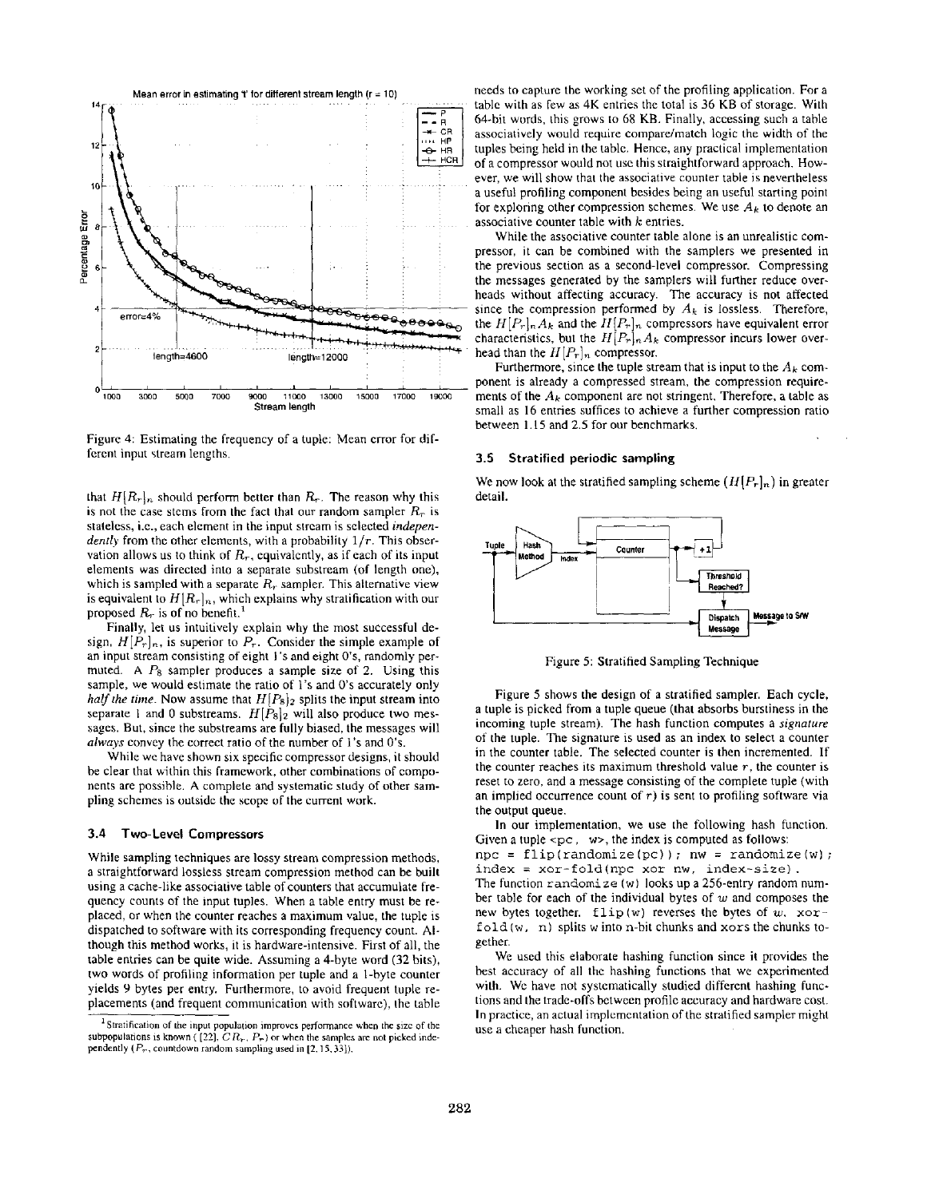Mean error in estimating 't' for different stream length (r = 10)

Percentage Error

Stream length

P
R
CR
HP
HR
HCR

error=4%
length=4600
length=12000

0
2
4
6
8
10
12
14

1000 3000 5000 7000 9000 11000 13000 15000 17000 19000

Figure 4: Estimating the frequency of a tuple: Mean error for different input stream lengths.

that $H[R_r]_n$ should perform better than $R_r$. The reason why this is not the case stems from the fact that our random sampler $R_r$ is stateless, i.e., each element in the input stream is selected *independently* from the other elements, with a probability $1/r$. This observation allows us to think of $R_r$, equivalently, as if each of its input elements was directed into a separate substream (of length one), which is sampled with a separate $R_r$ sampler. This alternative view is equivalent to $H[R_r]_n$, which explains why stratification with our proposed $R_r$ is of no benefit.[1]

Finally, let us intuitively explain why the most successful design, $H[P_r]_n$, is superior to $P_r$. Consider the simple example of an input stream consisting of eight 1's and eight 0's, randomly permuted. A $P_8$ sampler produces a sample size of 2. Using this sample, we would estimate the ratio of 1's and 0's accurately only *half the time*. Now assume that $H[P_8]_2$ splits the input stream into separate 1 and 0 substreams. $H[P_8]_2$ will also produce two messages. But, since the substreams are fully biased, the messages will *always* convey the correct ratio of the 1's and 0's.

While we have shown six specific compressor designs, it should be clear that within this framework, other combinations of components are possible. A complete and systematic study of other sampling schemes is outside the scope of the current work.

### 3.4 Two-Level Compressors

While sampling techniques are lossy stream compression methods, a straightforward lossless stream compression method can be built using a cache-like associative table of counters that accumulate frequency counts of the input tuples. When a table entry must be replaced, or when the counter reaches a maximum value, the tuple is dispatched to software with its corresponding frequency count. Although this method works, it is hardware-intensive. First of all, the table entries can be quite wide. Assuming a 4-byte word (32 bits), two words of profiling information per tuple and a 1-byte counter yields 9 bytes per entry. Furthermore, to avoid frequent tuple replacements (and frequent communication with software), the table needs to capture the working set of the profiling application. For a table with as few as 4K entries the total is 36 KB of storage. With 64-bit words, this grows to 68 KB. Finally, accessing such a table associatively would require compare/match logic the width of the tuples being held in the table. Hence, any practical implementation of a compressor would not use this straightforward approach. However, we will show that the associative counter table is nevertheless a useful profiling component besides being an useful starting point for exploring other compression schemes. We use $A_k$ to denote an associative counter table with $k$ entries.

While the associative counter table alone is an unrealistic compressor, it can be combined with the samplers we presented in the previous section as a second-level compressor. Compressing the messages generated by the samplers will further reduce overheads without affecting accuracy. The accuracy is not affected since the compression performed by $A_k$ is lossless. Therefore, the $H[P_r]_n A_k$ and the $H[P_r]_n$ compressors have equivalent error characteristics, but the $H[P_r]_n A_k$ compressor incurs lower overhead than the $H[P_r]_n$ compressor.

Furthermore, since the tuple stream that is input to the $A_k$ component is already a compressed stream, the compression requirements of the $A_k$ component are not stringent. Therefore, a table as small as 16 entries suffices to achieve a further compression ratio between 1.15 and 2.5 for our benchmarks.

### 3.5 Stratified periodic sampling

We now look at the stratified sampling scheme ($H[P_r]_n$) in greater detail.

Tuple
Hash Method
Index
Counter
+1
Threshold Reached?
Dispatch Message
Message to S/W

Figure 5: Stratified Sampling Technique

Figure 5 shows the design of a stratified sampler. Each cycle, a tuple is picked from a tuple queue (that absorbs burstiness in the incoming tuple stream). The hash function computes a *signature* of the tuple. The signature is used as an index to select a counter in the counter table. The selected counter is then incremented. If the counter reaches its maximum threshold value $r$, the counter is reset to zero, and a message consisting of the complete tuple (with an implied occurrence count of $r$) is sent to profiling software via the output queue.

In our implementation, we use the following hash function. Given a tuple <pc, w>, the index is computed as follows:

```
npc = flip(randomize(pc)); nw = randomize(w);
index = xor-fold(npc xor nw, index-size).
```

The function `randomize(w)` looks up a 256-entry random number table for each of the individual bytes of $w$ and composes the new bytes together. `flip(w)` reverses the bytes of $w$. `xor-fold(w, n)` splits w into n-bit chunks and xors the chunks together.

We used this elaborate hashing function since it provides the best accuracy of all the hashing functions that we experimented with. We have not systematically studied different hashing functions and the trade-offs between profile accuracy and hardware cost. In practice, an actual implementation of the stratified sampler might use a cheaper hash function.

[1] Stratification of the input population improves performance when the size of the subpopulations is known ([22]. $CR_r$, $P_r$) or when the samples are not picked independently ($P_r$, countdown random sampling used in [2, 15, 33]).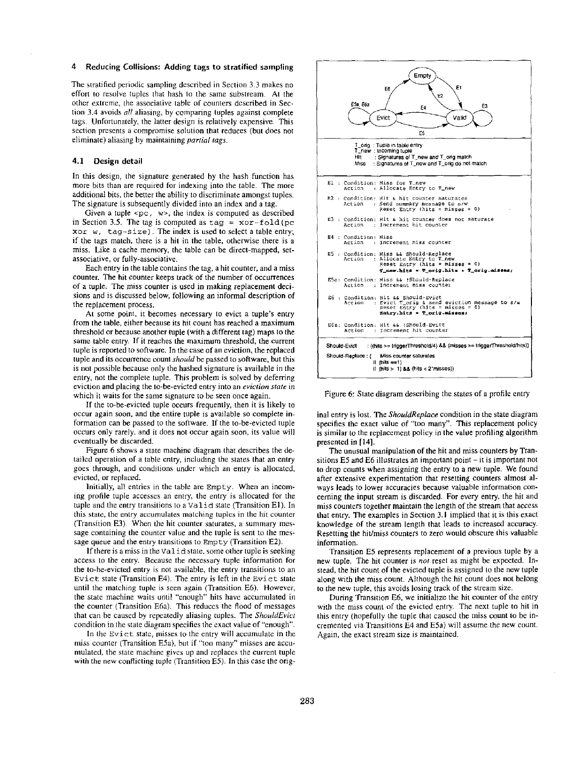## 4 Reducing Collisions: Adding tags to stratified sampling

The stratified periodic sampling described in Section 3.3 makes no effort to resolve tuples that hash to the same substream. At the other extreme, the associative table of counters described in Section 3.4 avoids *all* aliasing, by comparing tuples against complete tags. Unfortunately, the latter design is relatively expensive. This section presents a compromise solution that reduces (but does not eliminate) aliasing by maintaining *partial tags*.

### 4.1 Design detail

In this design, the signature generated by the hash function has more bits than are required for indexing into the table. The more additional bits, the better the ability to discriminate amongst tuples. The signature is subsequently divided into an index and a tag.

Given a tuple `<pc, w>`, the index is computed as described in Section 3.5. The tag is computed as `tag = xor-fold(pc xor w, tag-size)`. The index is used to select a table entry; if the tags match, there is a hit in the table, otherwise there is a miss. Like a cache memory, the table can be direct-mapped, set-associative, or fully-associative.

Each entry in the table contains the tag, a hit counter, and a miss counter. The hit counter keeps track of the number of occurrences of a tuple. The miss counter is used in making replacement decisions and is discussed below, following an informal description of the replacement process.

At some point, it becomes necessary to evict a tuple's entry from the table, either because its hit count has reached a maximum threshold or because another tuple (with a different tag) maps to the same table entry. If it reaches the maximum threshold, the current tuple is reported to software. In the case of an eviction, the replaced tuple and its occurrence count *should* be passed to software, but this is not possible because only the hashed signature is available in the entry, not the complete tuple. This problem is solved by deferring eviction and placing the to-be-evicted entry into an *eviction state* in which it waits for the same signature to be seen once again.

If the to-be-evicted tuple occurs frequently, then it is likely to occur again soon, and the entire tuple is available so complete information can be passed to the software. If the to-be-evicted tuple occurs only rarely, and it does not occur again soon, its value will eventually be discarded.

Figure 6 shows a state machine diagram that describes the detailed operation of a table entry, including the states that an entry goes through, and conditions under which an entry is allocated, evicted, or replaced.

Initially, all entries in the table are `Empty`. When an incoming profile tuple accesses an entry, the entry is allocated for the tuple and the entry transitions to a `Valid` state (Transition E1). In this state, the entry accumulates matching tuples in the hit counter (Transition E3). When the hit counter saturates, a summary message containing the counter value and the tuple is sent to the message queue and the entry transitions to `Empty` (Transition E2).

If there is a miss in the `Valid` state, some other tuple is seeking access to the entry. Because the necessary tuple information for the to-be-evicted entry is not available, the entry transitions to an `Evict` state (Transition E4). The entry is left in the `Evict` state until the matching tuple is seen again (Transition E6). However, the state machine waits until "enough" hits have accumulated in the counter (Transition E6a). This reduces the flood of messages that can be caused by repeatedly aliasing tuples. The *ShouldEvict* condition in the state diagram specifies the exact value of "enough".

In the `Evict` state, misses to the entry will accumulate in the miss counter (Transition E5a), but if "too many" misses are accumulated, the state machine gives up and replaces the current tuple with the new conflicting tuple (Transition E5). In this case the original entry is lost. The *ShouldReplace* condition in the state diagram specifies the exact value of "too many". This replacement policy is similar to the replacement policy in the value profiling algorithm presented in [14].

The unusual manipulation of the hit and miss counters by Transitions E5 and E6 illustrates an important point – it is important not to drop counts when assigning the entry to a new tuple. We found after extensive experimentation that resetting counters almost always leads to lower accuracies because valuable information concerning the input stream is discarded. For every entry, the hit and miss counters together maintain the length of the stream that access that entry. The examples in Section 3.1 implied that it is this exact knowledge of the stream length that leads to increased accuracy. Resetting the hit/miss counters to zero would obscure this valuable information.

Transition E5 represents replacement of a previous tuple by a new tuple. The hit counter is *not* reset as might be expected. Instead, the hit count of the evicted tuple is assigned to the new tuple along with the miss count. Although the hit count does not belong to the new tuple, this avoids losing track of the stream size.

During Transition E6, we initialize the hit counter of the entry with the miss count of the evicted entry. The next tuple to hit in this entry (hopefully the tuple that caused the miss count to be incremented via Transitions E4 and E5a) will assume the new count. Again, the exact stream size is maintained.

Empty
E6
E1
E2
E5a, E6a
E4
E3
Evict
Valid
E5

T_orig : Tuple in table entry
T_new : Incoming tuple
Hit : Signatures of T_new and T_orig match
Miss : Signatures of T_new and T_orig do not match

```
E1 : Condition: Miss for T_new
     Action   : Allocate Entry to T_new

E2 : Condition: Hit & hit counter saturates
     Action   : Send summary message to s/w
                Reset Entry (hits = misses = 0)

E3 : Condition: Hit & hit counter does not saturate
     Action   : Increment hit counter

E4 : Condition: Miss
     Action   : Increment miss counter

E5 : Condition: Miss && Should-Replace
     Action   : Allocate Entry to T_new
                Reset Entry (hits = misses = 0)
                T_new.hits = T_orig.hits + T_orig.misses;

E5a: Condition: Miss && !Should-Replace
     Action   : Increment miss counter

E6 : Condition: Hit && Should-Evict
     Action   : Evict T_orig & send eviction message to s/w
                Reset Entry (hits = misses = 0)
                Entry.hits = T_orig.misses;

E6a: Condition: Hit && !Should-Evict
     Action   : Increment hit counter
```

Should-Evict : ((hits >= triggerThreshold/4) && (misses >= triggerThreshold/hits))

Should-Replace : ( Miss counter saturates
|| (hits == 1)
|| (hits > 1) && (hits < 2*misses))

Figure 6: State diagram describing the states of a profile entry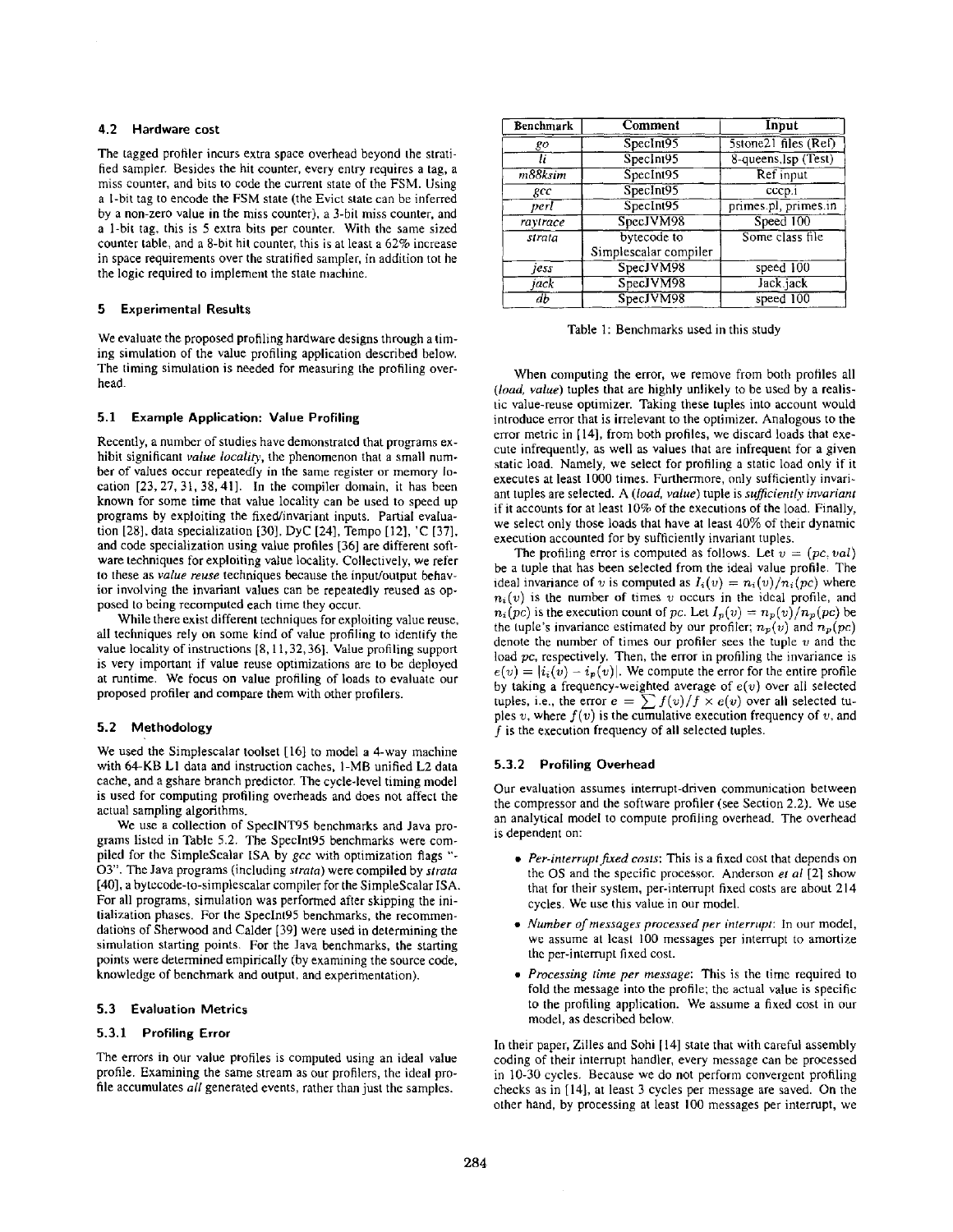### 4.2 Hardware cost

The tagged profiler incurs extra space overhead beyond the stratified sampler. Besides the hit counter, every entry requires a tag, a miss counter, and bits to code the current state of the FSM. Using a 1-bit tag to encode the FSM state (the Evict state can be inferred by a non-zero value in the miss counter), a 3-bit miss counter, and a 1-bit tag, this is 5 extra bits per counter. With the same sized counter table, and a 8-bit hit counter, this is at least a 62% increase in space requirements over the stratified sampler, in addition tot he the logic required to implement the state machine.

## 5 Experimental Results

We evaluate the proposed profiling hardware designs through a timing simulation of the value profiling application described below. The timing simulation is needed for measuring the profiling overhead.

### 5.1 Example Application: Value Profiling

Recently, a number of studies have demonstrated that programs exhibit significant *value locality*, the phenomenon that a small number of values occur repeatedly in the same register or memory location [23, 27, 31, 38, 41]. In the compiler domain, it has been known for some time that value locality can be used to speed up programs by exploiting the fixed/invariant inputs. Partial evaluation [28], data specialization [30], DyC [24], Tempo [12], 'C [37], and code specialization using value profiles [36] are different software techniques for exploiting value locality. Collectively, we refer to these as *value reuse* techniques because the input/output behavior involving the invariant values can be repeatedly reused as opposed to being recomputed each time they occur.

While there exist different techniques for exploiting value reuse, all techniques rely on some kind of value profiling to identify the value locality of instructions [8, 11, 32, 36]. Value profiling support is very important if value reuse optimizations are to be deployed at runtime. We focus on value profiling of loads to evaluate our proposed profiler and compare them with other profilers.

### 5.2 Methodology

We used the Simplescalar toolset [16] to model a 4-way machine with 64-KB L1 data and instruction caches, 1-MB unified L2 data cache, and a gshare branch predictor. The cycle-level timing model is used for computing profiling overheads and does not affect the actual sampling algorithms.

We use a collection of SpecINT95 benchmarks and Java programs listed in Table 5.2. The SpecInt95 benchmarks were compiled for the SimpleScalar ISA by *gcc* with optimization flags "-O3". The Java programs (including *strata*) were compiled by *strata* [40], a bytecode-to-simplescalar compiler for the SimpleScalar ISA. For all programs, simulation was performed after skipping the initialization phases. For the SpecInt95 benchmarks, the recommendations of Sherwood and Calder [39] were used in determining the simulation starting points. For the Java benchmarks, the starting points were determined empirically (by examining the source code, knowledge of benchmark and output, and experimentation).

### 5.3 Evaluation Metrics

#### 5.3.1 Profiling Error

The errors in our value profiles is computed using an ideal value profile. Examining the same stream as our profilers, the ideal profile accumulates *all* generated events, rather than just the samples.

| Benchmark | Comment | Input |
|---|---|---|
| *go* | SpecInt95 | 5stone21 files (Ref) |
| *li* | SpecInt95 | 8-queens.lsp (Test) |
| *m88ksim* | SpecInt95 | Ref input |
| *gcc* | SpecInt95 | cccp.i |
| *perl* | SpecInt95 | primes.pl, primes.in |
| *raytrace* | SpecJVM98 | Speed 100 |
| *strata* | bytecode to Simplescalar compiler | Some class file |
| *jess* | SpecJVM98 | speed 100 |
| *jack* | SpecJVM98 | Jack.jack |
| *db* | SpecJVM98 | speed 100 |

Table 1: Benchmarks used in this study

When computing the error, we remove from both profiles all (*load, value*) tuples that are highly unlikely to be used by a realistic value-reuse optimizer. Taking these tuples into account would introduce error that is irrelevant to the optimizer. Analogous to the error metric in [14], from both profiles, we discard loads that execute infrequently, as well as values that are infrequent for a given static load. Namely, we select for profiling a static load only if it executes at least 1000 times. Furthermore, only sufficiently invariant tuples are selected. A (*load, value*) tuple is *sufficiently invariant* if it accounts for at least 10% of the executions of the load. Finally, we select only those loads that have at least 40% of their dynamic execution accounted for by sufficiently invariant tuples.

The profiling error is computed as follows. Let $v = (pc, val)$ be a tuple that has been selected from the ideal value profile. The ideal invariance of $v$ is computed as $I_i(v) = n_i(v)/n_i(pc)$ where $n_i(v)$ is the number of times $v$ occurs in the ideal profile, and $n_i(pc)$ is the execution count of $pc$. Let $I_p(v) = n_p(v)/n_p(pc)$ be the tuple's invariance estimated by our profiler; $n_p(v)$ and $n_p(pc)$ denote the number of times our profiler sees the tuple $v$ and the load $pc$, respectively. Then, the error in profiling the invariance is $e(v) = |i_i(v) - i_p(v)|$. We compute the error for the entire profile by taking a frequency-weighted average of $e(v)$ over all selected tuples, i.e., the error $e = \sum f(v)/f \times e(v)$ over all selected tuples $v$, where $f(v)$ is the cumulative execution frequency of $v$, and $f$ is the execution frequency of all selected tuples.

#### 5.3.2 Profiling Overhead

Our evaluation assumes interrupt-driven communication between the compressor and the software profiler (see Section 2.2). We use an analytical model to compute profiling overhead. The overhead is dependent on:

- *Per-interrupt fixed costs*: This is a fixed cost that depends on the OS and the specific processor. Anderson *et al* [2] show that for their system, per-interrupt fixed costs are about 214 cycles. We use this value in our model.
- *Number of messages processed per interrupt*: In our model, we assume at least 100 messages per interrupt to amortize the per-interrupt fixed cost.
- *Processing time per message*: This is the time required to fold the message into the profile; the actual value is specific to the profiling application. We assume a fixed cost in our model, as described below.

In their paper, Zilles and Sohi [14] state that with careful assembly coding of their interrupt handler, every message can be processed in 10-30 cycles. Because we do not perform convergent profiling checks as in [14], at least 3 cycles per message are saved. On the other hand, by processing at least 100 messages per interrupt, we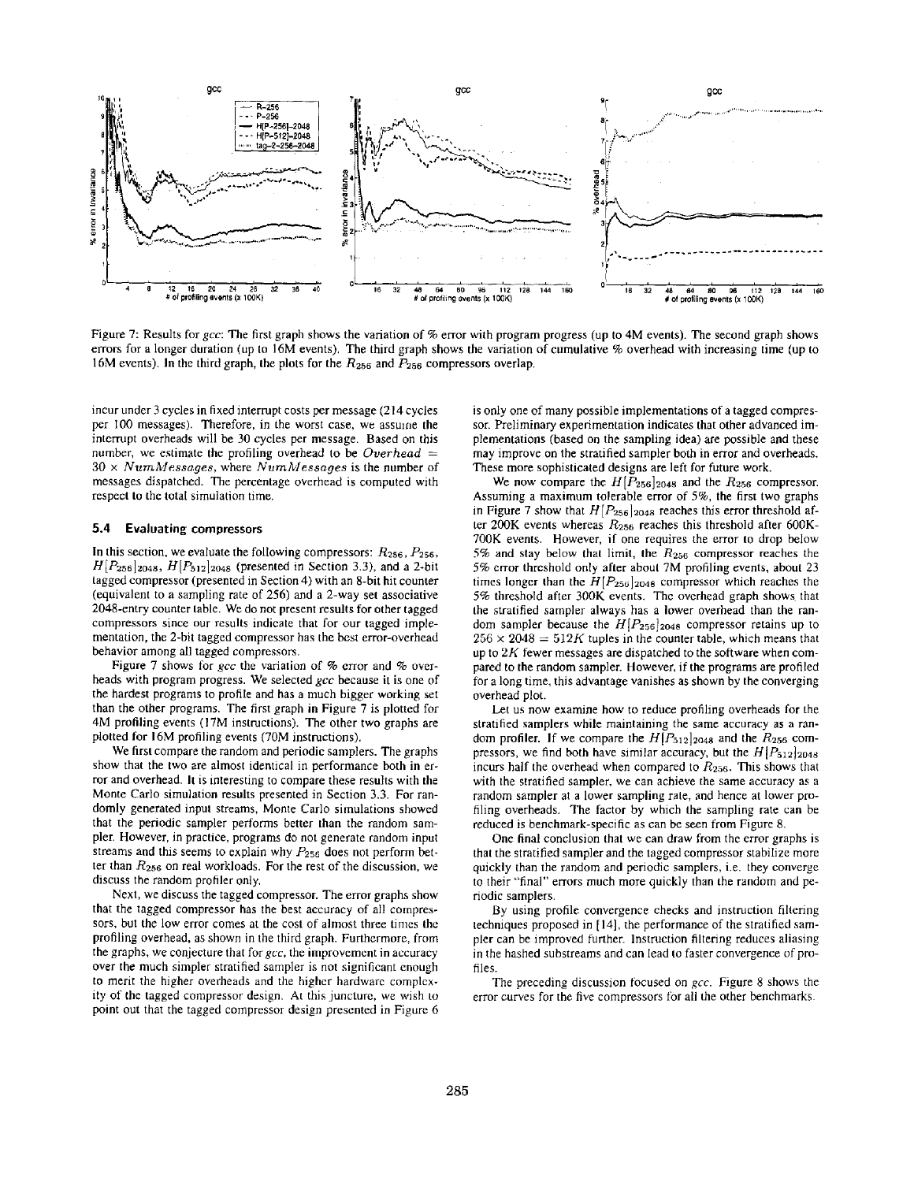gcc

R-256
P-256
H[P-256]-2048
H[P-512]-2048
tag-2-256-2048

% error in invariance

# of profiling events (x 100K)

gcc

% error in invariance

# of profiling events (x 100K)

gcc

% overhead

# of profiling events (x 100K)

Figure 7: Results for *gcc*: The first graph shows the variation of % error with program progress (up to 4M events). The second graph shows errors for a longer duration (up to 16M events). The third graph shows the variation of cumulative % overhead with increasing time (up to 16M events). In the third graph, the plots for the $R_{256}$ and $P_{256}$ compressors overlap.

incur under 3 cycles in fixed interrupt costs per message (214 cycles per 100 messages). Therefore, in the worst case, we assume the interrupt overheads will be 30 cycles per message. Based on this number, we estimate the profiling overhead to be $Overhead = 30 \times NumMessages$, where $NumMessages$ is the number of messages dispatched. The percentage overhead is computed with respect to the total simulation time.

### 5.4 Evaluating compressors

In this section, we evaluate the following compressors: $R_{256}$, $P_{256}$, $H[P_{256}]_{2048}$, $H[P_{512}]_{2048}$ (presented in Section 3.3), and a 2-bit tagged compressor (presented in Section 4) with an 8-bit hit counter (equivalent to a sampling rate of 256) and a 2-way set associative 2048-entry counter table. We do not present results for other tagged compressors since our results indicate that for our tagged implementation, the 2-bit tagged compressor has the best error-overhead behavior among all tagged compressors.

Figure 7 shows for *gcc* the variation of % error and % overheads with program progress. We selected *gcc* because it is one of the hardest programs to profile and has a much bigger working set than the other programs. The first graph in Figure 7 is plotted for 4M profiling events (17M instructions). The other two graphs are plotted for 16M profiling events (70M instructions).

We first compare the random and periodic samplers. The graphs show that the two are almost identical in performance both in error and overhead. It is interesting to compare these results with the Monte Carlo simulation results presented in Section 3.3. For randomly generated input streams, Monte Carlo simulations showed that the periodic sampler performs better than the random sampler. However, in practice, programs do not generate random input streams and this seems to explain why $P_{256}$ does not perform better than $R_{256}$ on real workloads. For the rest of the discussion, we discuss the random profiler only.

Next, we discuss the tagged compressor. The error graphs show that the tagged compressor has the best accuracy of all compressors, but the low error comes at the cost of almost three times the profiling overhead, as shown in the third graph. Furthermore, from the graphs, we conjecture that for *gcc*, the improvement in accuracy over the much simpler stratified sampler is not significant enough to merit the higher overheads and the higher hardware complexity of the tagged compressor design. At this juncture, we wish to point out that the tagged compressor design presented in Figure 6 is only one of many possible implementations of a tagged compressor. Preliminary experimentation indicates that other advanced implementations (based on the sampling idea) are possible and these may improve on the stratified sampler both in error and overheads. These more sophisticated designs are left for future work.

We now compare the $H[P_{256}]_{2048}$ and the $R_{256}$ compressor. Assuming a maximum tolerable error of 5%, the first two graphs in Figure 7 show that $H[P_{256}]_{2048}$ reaches this error threshold after 200K events whereas $R_{256}$ reaches this threshold after 600K-700K events. However, if one requires the error to drop below 5% and stay below that limit, the $R_{256}$ compressor reaches the 5% error threshold only after about 7M profiling events, about 23 times longer than the $H[P_{256}]_{2048}$ compressor which reaches the 5% threshold after 300K events. The overhead graph shows that the stratified sampler always has a lower overhead than the random sampler because the $H[P_{256}]_{2048}$ compressor retains up to $256 \times 2048 = 512K$ tuples in the counter table, which means that up to $2K$ fewer messages are dispatched to the software when compared to the random sampler. However, if the programs are profiled for a long time, this advantage vanishes as shown by the converging overhead plot.

Let us now examine how to reduce profiling overheads for the stratified samplers while maintaining the same accuracy as a random profiler. If we compare the $H[P_{512}]_{2048}$ and the $R_{256}$ compressors, we find both have similar accuracy, but the $H[P_{512}]_{2048}$ incurs half the overhead when compared to $R_{256}$. This shows that with the stratified sampler, we can achieve the same accuracy as a random sampler at a lower sampling rate, and hence at lower profiling overheads. The factor by which the sampling rate can be reduced is benchmark-specific as can be seen from Figure 8.

One final conclusion that we can draw from the error graphs is that the stratified sampler and the tagged compressor stabilize more quickly than the random and periodic samplers, i.e. they converge to their "final" errors much more quickly than the random and periodic samplers.

By using profile convergence checks and instruction filtering techniques proposed in [14], the performance of the stratified sampler can be improved further. Instruction filtering reduces aliasing in the hashed substreams and can lead to faster convergence of profiles.

The preceding discussion focused on *gcc*. Figure 8 shows the error curves for the five compressors for all the other benchmarks.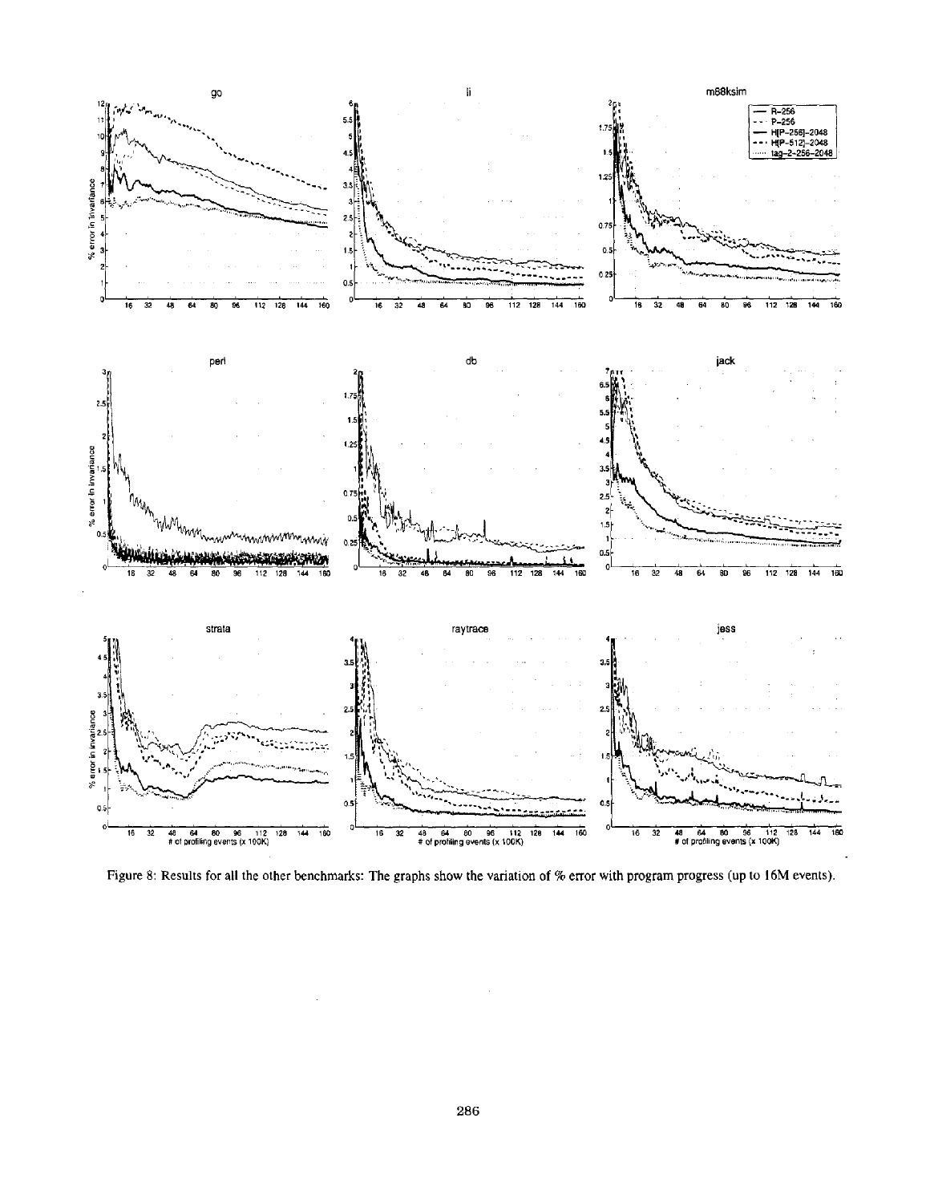go

li

m88ksim

R-256
P-256
H[P-256]-2048
H[P-512]-2048
tag-2-256-2048

% error in invariance

perl

db

jack

% error in invariance

strata

raytrace

jess

% error in invariance

# of profiling events (x 100K)

# of profiling events (x 100K)

# of profiling events (x 100K)

Figure 8: Results for all the other benchmarks: The graphs show the variation of % error with program progress (up to 16M events).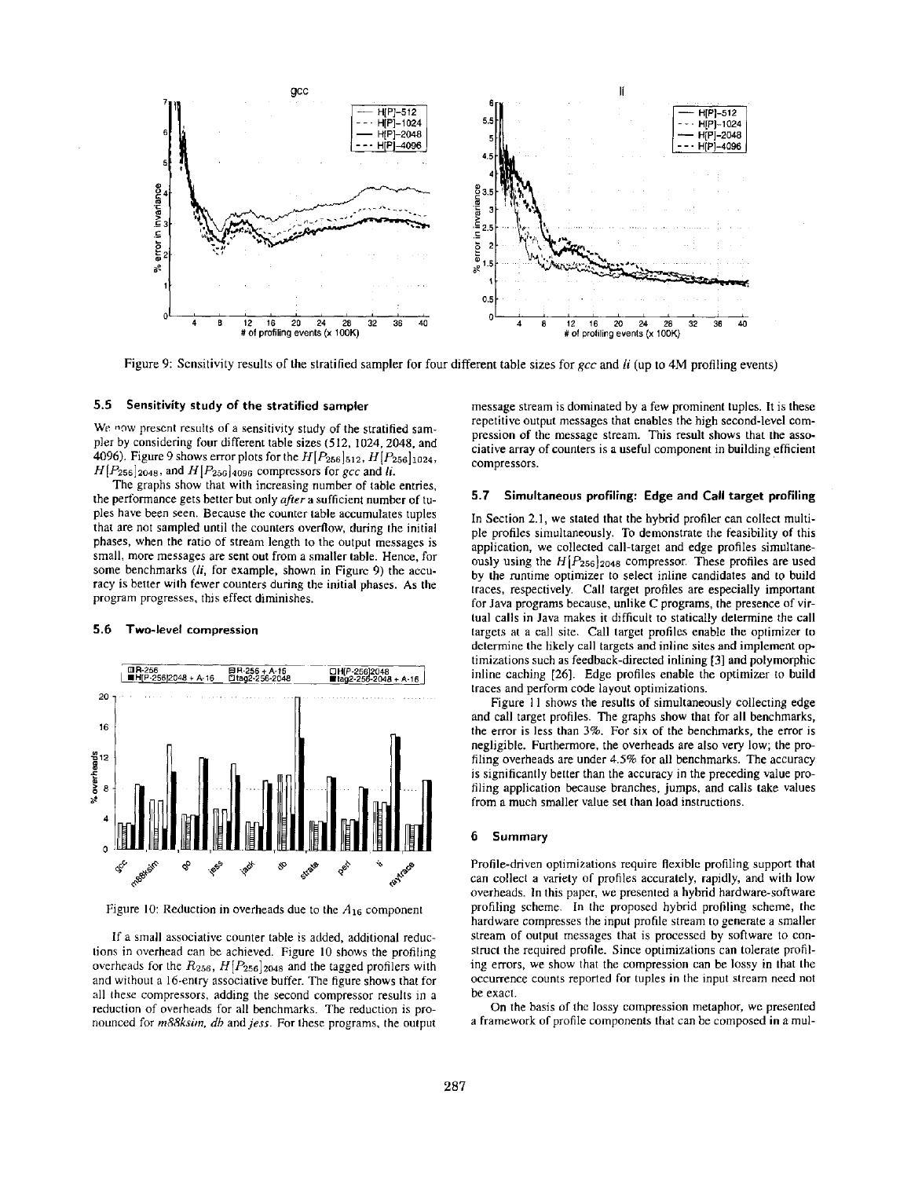gcc

H[P]-512
H[P]-1024
H[P]-2048
H[P]-4096

% error in invariance

# of profiling events (x 100K)

li

H[P]-512
H[P]-1024
H[P]-2048
H[P]-4096

% error in invariance

# of profiling events (x 100K)

Figure 9: Sensitivity results of the stratified sampler for four different table sizes for *gcc* and *li* (up to 4M profiling events)

### 5.5 Sensitivity study of the stratified sampler

We now present results of a sensitivity study of the stratified sampler by considering four different table sizes (512, 1024, 2048, and 4096). Figure 9 shows error plots for the $H[P_{256}]_{512}$, $H[P_{256}]_{1024}$, $H[P_{256}]_{2048}$, and $H[P_{256}]_{4096}$ compressors for *gcc* and *li*.

The graphs show that with increasing number of table entries, the performance gets better but only *after* a sufficient number of tuples have been seen. Because the counter table accumulates tuples that are not sampled until the counters overflow, during the initial phases, when the ratio of stream length to the output messages is small, more messages are sent out from a smaller table. Hence, for some benchmarks (*li*, for example, shown in Figure 9) the accuracy is better with fewer counters during the initial phases. As the program progresses, this effect diminishes.

### 5.6 Two-level compression

R-256
H[P-256]2048 + A-16
R-256 + A-16
tag2-256-2048
H[P-256]2048
tag2-256-2048 + A-16

% overheads

gcc m88ksim go jess jack db strata perl li raytrace

Figure 10: Reduction in overheads due to the $A_{16}$ component

If a small associative counter table is added, additional reductions in overhead can be achieved. Figure 10 shows the profiling overheads for the $R_{256}$, $H[P_{256}]_{2048}$ and the tagged profilers with and without a 16-entry associative buffer. The figure shows that for all these compressors, adding the second compressor results in a reduction of overheads for all benchmarks. The reduction is pronounced for *m88ksim*, *db* and *jess*. For these programs, the output message stream is dominated by a few prominent tuples. It is these repetitive output messages that enables the high second-level compression of the message stream. This result shows that the associative array of counters is a useful component in building efficient compressors.

### 5.7 Simultaneous profiling: Edge and Call target profiling

In Section 2.1, we stated that the hybrid profiler can collect multiple profiles simultaneously. To demonstrate the feasibility of this application, we collected call-target and edge profiles simultaneously using the $H[P_{256}]_{2048}$ compressor. These profiles are used by the runtime optimizer to select inline candidates and to build traces, respectively. Call target profiles are especially important for Java programs because, unlike C programs, the presence of virtual calls in Java makes it difficult to statically determine the call targets at a call site. Call target profiles enable the optimizer to determine the likely call targets and inline sites and implement optimizations such as feedback-directed inlining [3] and polymorphic inline caching [26]. Edge profiles enable the optimizer to build traces and perform code layout optimizations.

Figure 11 shows the results of simultaneously collecting edge and call target profiles. The graphs show that for all benchmarks, the error is less than 3%. For six of the benchmarks, the error is negligible. Furthermore, the overheads are also very low; the profiling overheads are under 4.5% for all benchmarks. The accuracy is significantly better than the accuracy in the preceding value profiling application because branches, jumps, and calls take values from a much smaller value set than load instructions.

## 6 Summary

Profile-driven optimizations require flexible profiling support that can collect a variety of profiles accurately, rapidly, and with low overheads. In this paper, we presented a hybrid hardware-software profiling scheme. In the proposed hybrid profiling scheme, the hardware compresses the input profile stream to generate a smaller stream of output messages that is processed by software to construct the required profile. Since optimizations can tolerate profiling errors, we show that the compression can be lossy in that the occurrence counts reported for tuples in the input stream need not be exact.

On the basis of the lossy compression metaphor, we presented a framework of profile components that can be composed in a mul-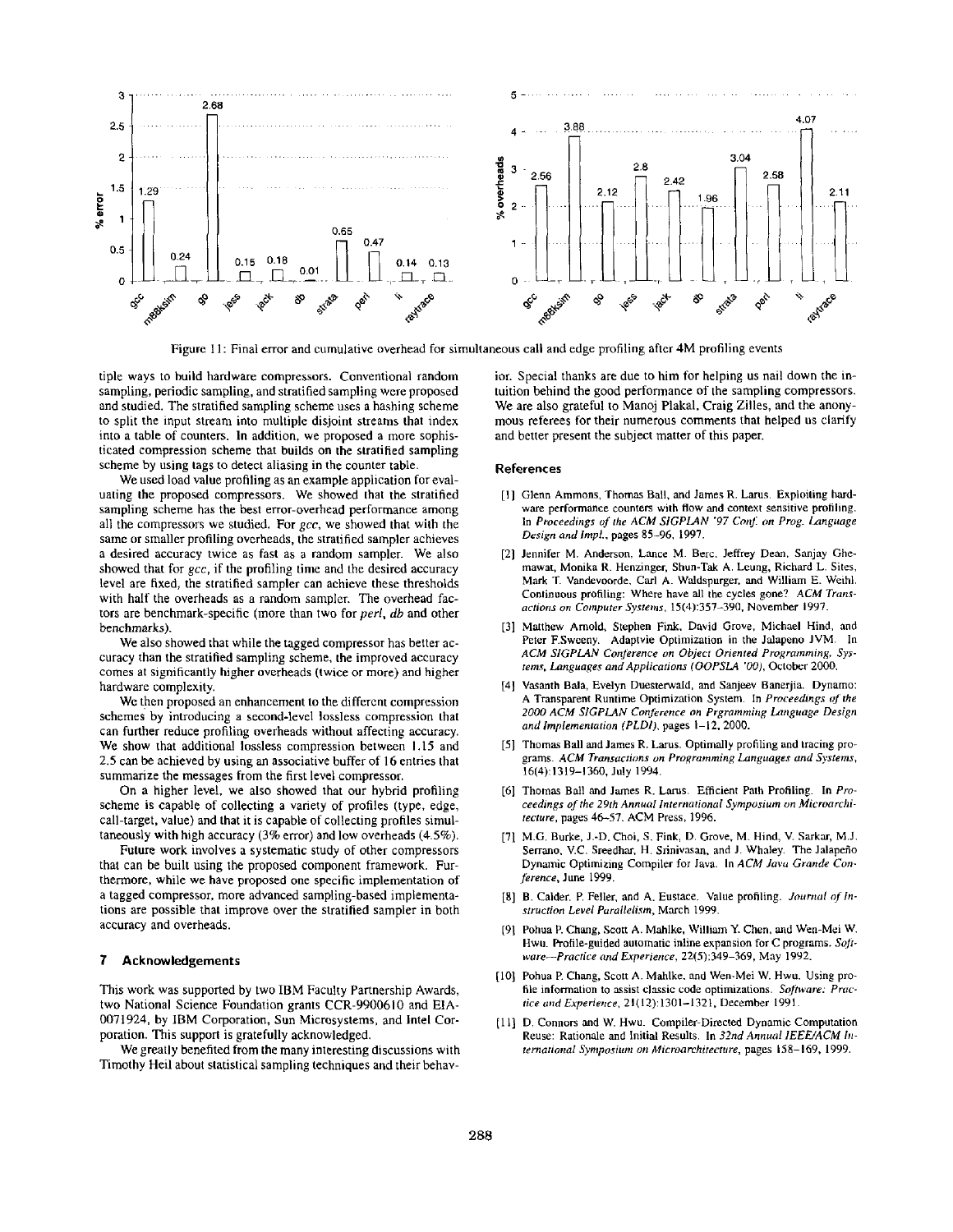3
2.5
2
1.5
1
0.5
0

% error

1.29
0.24
2.68
0.15
0.18
0.01
0.65
0.47
0.14
0.13

gcc m88ksim go jess jack db strata perl li raytrace

5
4
3
2
1
0

% overheads

2.56
3.88
2.12
2.8
2.42
1.96
3.04
2.58
4.07
2.11

gcc m88ksim go jess jack db strata perl li raytrace

Figure 11: Final error and cumulative overhead for simultaneous call and edge profiling after 4M profiling events

tiple ways to build hardware compressors. Conventional random sampling, periodic sampling, and stratified sampling were proposed and studied. The stratified sampling scheme uses a hashing scheme to split the input stream into multiple disjoint streams that index into a table of counters. In addition, we proposed a more sophisticated compression scheme that builds on the stratified sampling scheme by using tags to detect aliasing in the counter table.

We used load value profiling as an example application for evaluating the proposed compressors. We showed that the stratified sampling scheme has the best error-overhead performance among all the compressors we studied. For *gcc*, we showed that with the same or smaller profiling overheads, the stratified sampler achieves a desired accuracy twice as fast as a random sampler. We also showed that for *gcc*, if the profiling time and the desired accuracy level are fixed, the stratified sampler can achieve these thresholds with half the overheads as a random sampler. The overhead factors are benchmark-specific (more than two for *perl*, *db* and other benchmarks).

We also showed that while the tagged compressor has better accuracy than the stratified sampling scheme, the improved accuracy comes at significantly higher overheads (twice or more) and higher hardware complexity.

We then proposed an enhancement to the different compression schemes by introducing a second-level lossless compression that can further reduce profiling overheads without affecting accuracy. We show that additional lossless compression between 1.15 and 2.5 can be achieved by using an associative buffer of 16 entries that summarize the messages from the first level compressor.

On a higher level, we also showed that our hybrid profiling scheme is capable of collecting a variety of profiles (type, edge, call-target, value) and that it is capable of collecting profiles simultaneously with high accuracy (3% error) and low overheads (4.5%).

Future work involves a systematic study of other compressors that can be built using the proposed component framework. Furthermore, while we have proposed one specific implementation of a tagged compressor, more advanced sampling-based implementations are possible that improve over the stratified sampler in both accuracy and overheads.

## 7 Acknowledgements

This work was supported by two IBM Faculty Partnership Awards, two National Science Foundation grants CCR-9900610 and EIA-0071924, by IBM Corporation, Sun Microsystems, and Intel Corporation. This support is gratefully acknowledged.

We greatly benefited from the many interesting discussions with Timothy Heil about statistical sampling techniques and their behavior. Special thanks are due to him for helping us nail down the intuition behind the good performance of the sampling compressors. We are also grateful to Manoj Plakal, Craig Zilles, and the anonymous referees for their numerous comments that helped us clarify and better present the subject matter of this paper.

### References

[1] Glenn Ammons, Thomas Ball, and James R. Larus. Exploiting hardware performance counters with flow and context sensitive profiling. In *Proceedings of the ACM SIGPLAN '97 Conf. on Prog. Language Design and Impl.*, pages 85–96, 1997.

[2] Jennifer M. Anderson, Lance M. Berc, Jeffrey Dean, Sanjay Ghemawat, Monika R. Henzinger, Shun-Tak A. Leung, Richard L. Sites, Mark T. Vandevoorde, Carl A. Waldspurger, and William E. Weihl. Continuous profiling: Where have all the cycles gone? *ACM Transactions on Computer Systems*, 15(4):357–390, November 1997.

[3] Matthew Arnold, Stephen Fink, David Grove, Michael Hind, and Peter F.Sweeny. Adaptvie Optimization in the Jalapeno JVM. In *ACM SIGPLAN Conference on Object Oriented Programming, Systems, Languages and Applications (OOPSLA '00)*, October 2000.

[4] Vasanth Bala, Evelyn Duesterwald, and Sanjeev Banerjia. Dynamo: A Transparent Runtime Optimization System. In *Proceedings of the 2000 ACM SIGPLAN Conference on Prgramming Language Design and Implementation (PLDI)*, pages 1–12, 2000.

[5] Thomas Ball and James R. Larus. Optimally profiling and tracing programs. *ACM Transactions on Programming Languages and Systems*, 16(4):1319–1360, July 1994.

[6] Thomas Ball and James R. Larus. Efficient Path Profiling. In *Proceedings of the 29th Annual International Symposium on Microarchitecture*, pages 46–57. ACM Press, 1996.

[7] M.G. Burke, J.-D. Choi, S. Fink, D. Grove, M. Hind, V. Sarkar, M.J. Serrano, V.C. Sreedhar, H. Srinivasan, and J. Whaley. The Jalapeño Dynamic Optimizing Compiler for Java. In *ACM Java Grande Conference*, June 1999.

[8] B. Calder, P. Feller, and A. Eustace. Value profiling. *Journal of Instruction Level Parallelism*, March 1999.

[9] Pohua P. Chang, Scott A. Mahlke, William Y. Chen, and Wen-Mei W. Hwu. Profile-guided automatic inline expansion for C programs. *Software—Practice and Experience*, 22(5):349–369, May 1992.

[10] Pohua P. Chang, Scott A. Mahlke, and Wen-Mei W. Hwu. Using profile information to assist classic code optimizations. *Software: Practice and Experience*, 21(12):1301–1321, December 1991.

[11] D. Connors and W. Hwu. Compiler-Directed Dynamic Computation Reuse: Rationale and Initial Results. In *32nd Annual IEEE/ACM International Symposium on Microarchitecture*, pages 158–169, 1999.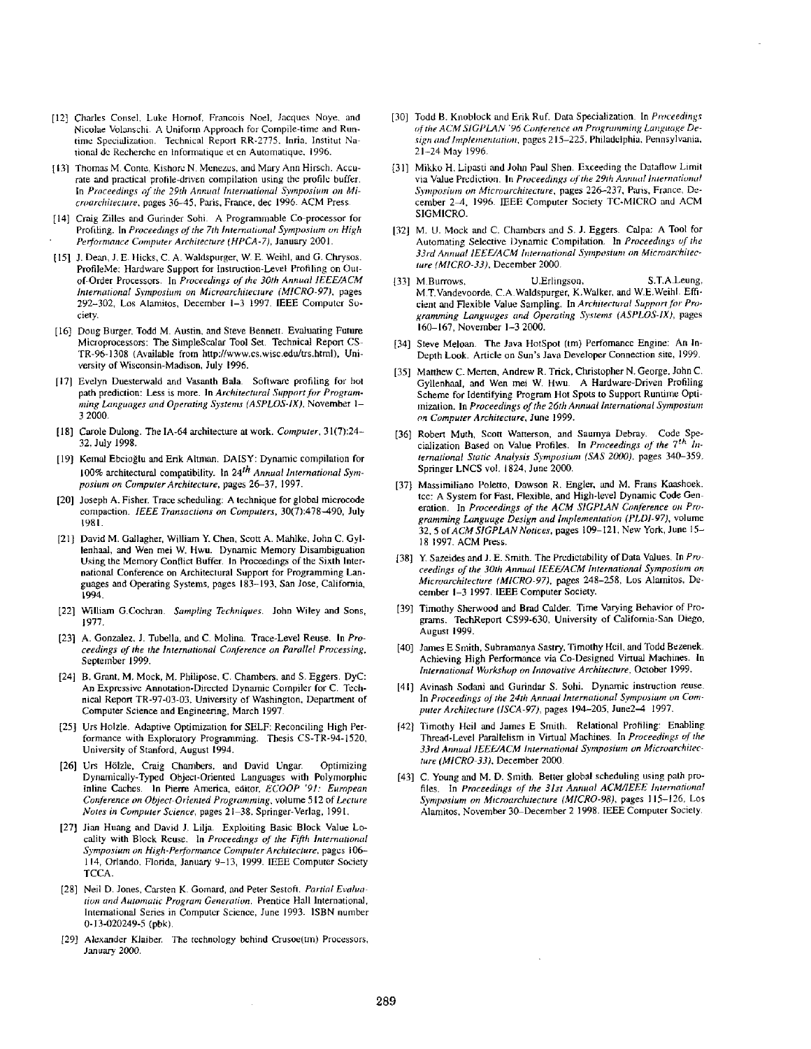[12] Charles Consel, Luke Hornof, Francois Noel, Jacques Noye, and Nicolae Volanschi. A Uniform Approach for Compile-time and Run-time Specialization. Technical Report RR-2775, Inria, Institut National de Recherche en Informatique et en Automatique, 1996.

[13] Thomas M. Conte, Kishore N. Menezes, and Mary Ann Hirsch. Accurate and practical profile-driven compilation using the profile buffer. In *Proceedings of the 29th Annual International Symposium on Microarchitecture*, pages 36–45, Paris, France, dec 1996. ACM Press.

[14] Craig Zilles and Gurinder Sohi. A Programmable Co-processor for Profiling. In *Proceedings of the 7th International Symposium on High Performance Computer Architecture (HPCA-7)*, January 2001.

[15] J. Dean, J. E. Hicks, C. A. Waldspurger, W. E. Weihl, and G. Chrysos. ProfileMe: Hardware Support for Instruction-Level Profiling on Out-of-Order Processors. In *Proceedings of the 30th Annual IEEE/ACM International Symposium on Microarchitecture (MICRO-97)*, pages 292–302, Los Alamitos, December 1–3 1997. IEEE Computer Society.

[16] Doug Burger, Todd M. Austin, and Steve Bennett. Evaluating Future Microprocessors: The SimpleScalar Tool Set. Technical Report CS-TR-96-1308 (Available from http://www.cs.wisc.edu/trs.html), University of Wisconsin-Madison, July 1996.

[17] Evelyn Duesterwald and Vasanth Bala. Software profiling for hot path prediction: Less is more. In *Architectural Support for Programming Languages and Operating Systems (ASPLOS-IX)*, November 1–3 2000.

[18] Carole Dulong. The IA-64 architecture at work. *Computer*, 31(7):24–32, July 1998.

[19] Kemal Ebcioğlu and Erik Altman. DAISY: Dynamic compilation for 100% architectural compatibility. In *24$^{th}$ Annual International Symposium on Computer Architecture*, pages 26–37, 1997.

[20] Joseph A. Fisher. Trace scheduling: A technique for global microcode compaction. *IEEE Transactions on Computers*, 30(7):478–490, July 1981.

[21] David M. Gallagher, William Y. Chen, Scott A. Mahlke, John C. Gyllenhaal, and Wen mei W. Hwu. Dynamic Memory Disambiguation Using the Memory Conflict Buffer. In Proceedings of the Sixth International Conference on Architectural Support for Programming Languages and Operating Systems, pages 183–193, San Jose, California, 1994.

[22] William G.Cochran. *Sampling Techniques*. John Wiley and Sons, 1977.

[23] A. Gonzalez, J. Tubella, and C. Molina. Trace-Level Reuse. In *Proceedings of the the International Conference on Parallel Processing*, September 1999.

[24] B. Grant, M. Mock, M. Philipose, C. Chambers, and S. Eggers. DyC: An Expressive Annotation-Directed Dynamic Compiler for C. Technical Report TR-97-03-03, University of Washington, Department of Computer Science and Engineering, March 1997.

[25] Urs Holzle. Adaptive Optimization for SELF: Reconciling High Performance with Exploratory Programming. Thesis CS-TR-94-1520, University of Stanford, August 1994.

[26] Urs Hölzle, Craig Chambers, and David Ungar. Optimizing Dynamically-Typed Object-Oriented Languages with Polymorphic Inline Caches. In Pierre America, editor, *ECOOP '91: European Conference on Object-Oriented Programming*, volume 512 of *Lecture Notes in Computer Science*, pages 21–38. Springer-Verlag, 1991.

[27] Jian Huang and David J. Lilja. Exploiting Basic Block Value Locality with Block Reuse. In *Proceedings of the Fifth International Symposium on High-Performance Computer Architecture*, pages 106–114, Orlando, Florida, January 9–13, 1999. IEEE Computer Society TCCA.

[28] Neil D. Jones, Carsten K. Gomard, and Peter Sestoft. *Partial Evaluation and Automatic Program Generation*. Prentice Hall International, International Series in Computer Science, June 1993. ISBN number 0-13-020249-5 (pbk).

[29] Alexander Klaiber. The technology behind Crusoe(tm) Processors, January 2000.

[30] Todd B. Knoblock and Erik Ruf. Data Specialization. In *Proceedings of the ACM SIGPLAN '96 Conference on Programming Language Design and Implementation*, pages 215–225, Philadelphia, Pennsylvania, 21–24 May 1996.

[31] Mikko H. Lipasti and John Paul Shen. Exceeding the Dataflow Limit via Value Prediction. In *Proceedings of the 29th Annual International Symposium on Microarchitecture*, pages 226–237, Paris, France, December 2–4, 1996. IEEE Computer Society TC-MICRO and ACM SIGMICRO.

[32] M. U. Mock and C. Chambers and S. J. Eggers. Calpa: A Tool for Automating Selective Dynamic Compilation. In *Proceedings of the 33rd Annual IEEE/ACM International Symposium on Microarchitecture (MICRO-33)*, December 2000.

[33] M.Burrows, U.Erlingson, S.T.A.Leung, M.T.Vandevoorde, C.A.Waldspurger, K.Walker, and W.E.Weihl. Efficient and Flexible Value Sampling. In *Architectural Support for Programming Languages and Operating Systems (ASPLOS-IX)*, pages 160–167, November 1–3 2000.

[34] Steve Meloan. The Java HotSpot (tm) Perfomance Engine: An In-Depth Look. Article on Sun's Java Developer Connection site, 1999.

[35] Matthew C. Merten, Andrew R. Trick, Christopher N. George, John C. Gyllenhaal, and Wen mei W. Hwu. A Hardware-Driven Profiling Scheme for Identifying Program Hot Spots to Support Runtime Optimization. In *Proceedings of the 26th Annual International Symposium on Computer Architecture*, June 1999.

[36] Robert Muth, Scott Watterson, and Saumya Debray. Code Specialization Based on Value Profiles. In *Proceedings of the 7$^{th}$ International Static Analysis Symposium (SAS 2000)*, pages 340–359. Springer LNCS vol. 1824, June 2000.

[37] Massimiliano Poletto, Dawson R. Engler, and M. Frans Kaashoek. tcc: A System for Fast, Flexible, and High-level Dynamic Code Generation. In *Proceedings of the ACM SIGPLAN Conference on Programming Language Design and Implementation (PLDI-97)*, volume 32, 5 of *ACM SIGPLAN Notices*, pages 109–121, New York, June 15–18 1997. ACM Press.

[38] Y. Sazeides and J. E. Smith. The Predictability of Data Values. In *Proceedings of the 30th Annual IEEE/ACM International Symposium on Microarchitecture (MICRO-97)*, pages 248–258, Los Alamitos, December 1–3 1997. IEEE Computer Society.

[39] Timothy Sherwood and Brad Calder. Time Varying Behavior of Programs. TechReport CS99-630, University of California-San Diego, August 1999.

[40] James E Smith, Subramanya Sastry, Timothy Heil, and Todd Bezenek. Achieving High Performance via Co-Designed Virtual Machines. In *International Workshop on Innovative Architecture*, October 1999.

[41] Avinash Sodani and Gurindar S. Sohi. Dynamic instruction reuse. In *Proceedings of the 24th Annual International Symposium on Computer Architecture (ISCA-97)*, pages 194–205, June2–4 1997.

[42] Timothy Heil and James E Smith. Relational Profiling: Enabling Thread-Level Parallelism in Virtual Machines. In *Proceedings of the 33rd Annual IEEE/ACM International Symposium on Microarchitecture (MICRO-33)*, December 2000.

[43] C. Young and M. D. Smith. Better global scheduling using path profiles. In *Proceedings of the 31st Annual ACM/IEEE International Symposium on Microarchitecture (MICRO-98)*, pages 115–126, Los Alamitos, November 30–December 2 1998. IEEE Computer Society.